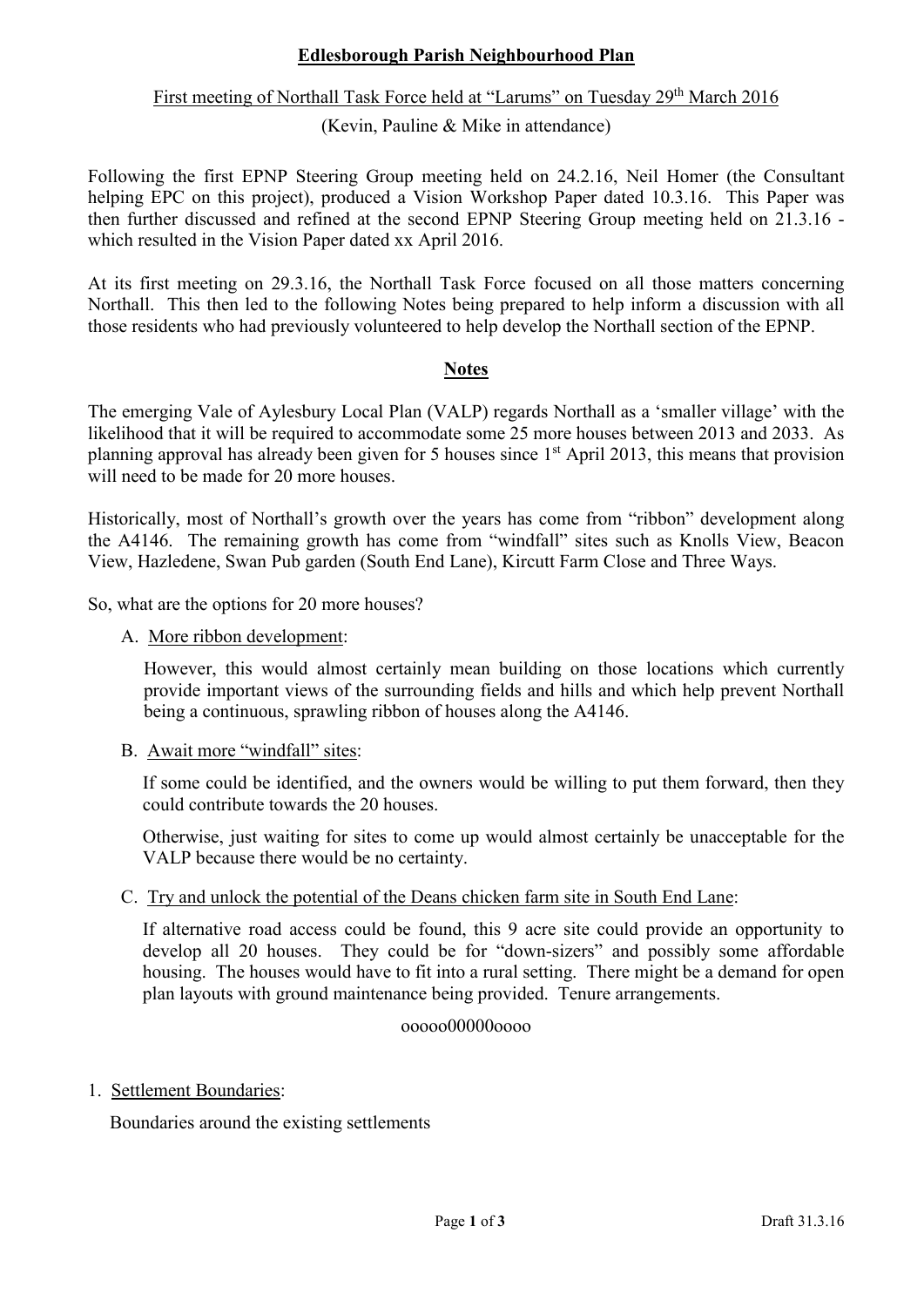# Edlesborough Parish Neighbourhood Plan

## First meeting of Northall Task Force held at "Larums" on Tuesday 29th March 2016

(Kevin, Pauline & Mike in attendance)

Following the first EPNP Steering Group meeting held on 24.2.16, Neil Homer (the Consultant helping EPC on this project), produced a Vision Workshop Paper dated 10.3.16. This Paper was then further discussed and refined at the second EPNP Steering Group meeting held on 21.3.16 - which resulted in the Vision Paper dated xx April 2016.

At its first meeting on 29.3.16, the Northall Task Force focused on all those matters concerning Northall. This then led to the following Notes being prepared to help inform a discussion with all those residents who had previously volunteered to help develop the Northall section of the EPNP.

## Notes

The emerging Vale of Aylesbury Local Plan (VALP) regards Northall as a 'smaller village' with the likelihood that it will be required to accommodate some 25 more houses between 2013 and 2033. As planning approval has already been given for 5 houses since 1st April 2013, this means that provision will need to be made for 20 more houses.

Historically, most of Northall's growth over the years has come from "ribbon" development along the A4146. The remaining growth has come from "windfall" sites such as Knolls View, Beacon View, Hazledene, Swan Pub garden (South End Lane), Kircutt Farm Close and Three Ways.

So, what are the options for 20 more houses?

A. More ribbon development:

   However, this would almost certainly mean building on those locations which currently provide important views of the surrounding fields and hills and which help prevent Northall being a continuous, sprawling ribbon of houses along the A4146.

B. Await more "windfall" sites:

   If some could be identified, and the owners would be willing to put them forward, then they could contribute towards the 20 houses.

   Otherwise, just waiting for sites to come up would almost certainly be unacceptable for the VALP because there would be no certainty.

C. Try and unlock the potential of the Deans chicken farm site in South End Lane:

   If alternative road access could be found, this 9 acre site could provide an opportunity to develop all 20 houses. They could be for "down-sizers" and possibly some affordable housing. The houses would have to fit into a rural setting. There might be a demand for open plan layouts with ground maintenance being provided. Tenure arrangements.

ooooo00000oooo

1. Settlement Boundaries:

   Boundaries around the existing settlements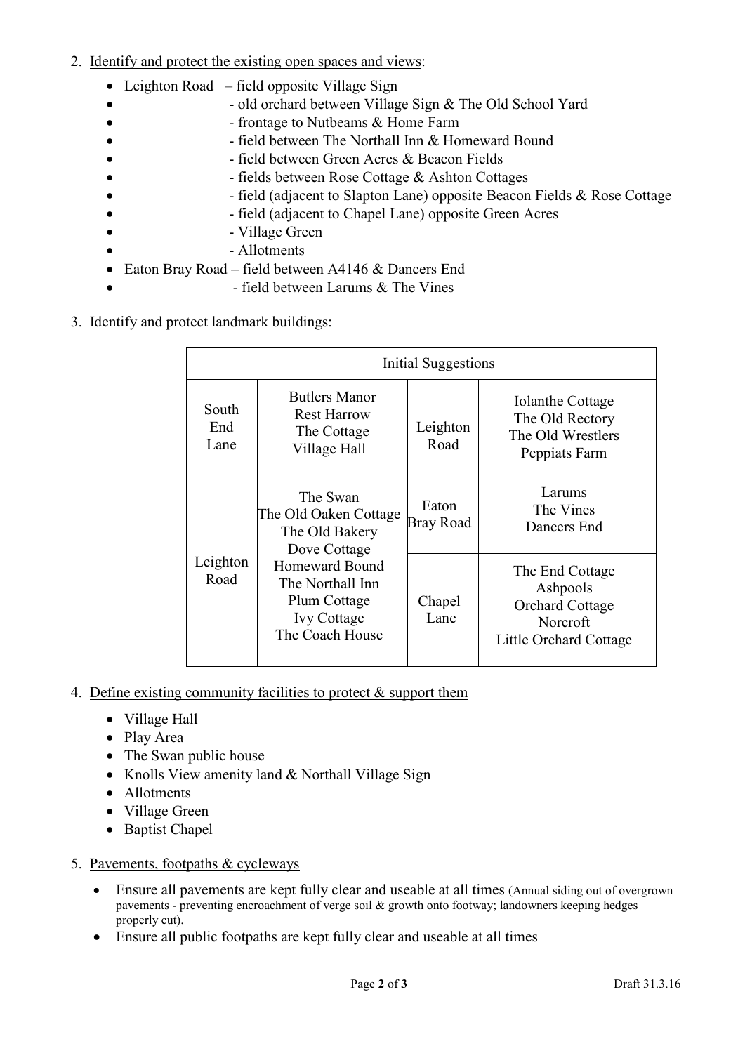2. <u>Identify and protect the existing open spaces and views</u>:

    - Leighton Road – field opposite Village Sign
    - - old orchard between Village Sign & The Old School Yard
    - - frontage to Nutbeams & Home Farm
    - - field between The Northall Inn & Homeward Bound
    - - field between Green Acres & Beacon Fields
    - - fields between Rose Cottage & Ashton Cottages
    - - field (adjacent to Slapton Lane) opposite Beacon Fields & Rose Cottage
    - - field (adjacent to Chapel Lane) opposite Green Acres
    - - Village Green
    - - Allotments
    - Eaton Bray Road – field between A4146 & Dancers End
    - - field between Larums & The Vines

3. <u>Identify and protect landmark buildings</u>:

| Initial Suggestions | | | |
|---|---|---|---|
| South End Lane | Butlers Manor<br>Rest Harrow<br>The Cottage<br>Village Hall | Leighton Road | Iolanthe Cottage<br>The Old Rectory<br>The Old Wrestlers<br>Peppiats Farm |
| Leighton Road | The Swan<br>The Old Oaken Cottage<br>The Old Bakery<br>Dove Cottage<br>Homeward Bound<br>The Northall Inn<br>Plum Cottage<br>Ivy Cottage<br>The Coach House | Eaton Bray Road | Larums<br>The Vines<br>Dancers End |
| | | Chapel Lane | The End Cottage<br>Ashpools<br>Orchard Cottage<br>Norcroft<br>Little Orchard Cottage |

4. <u>Define existing community facilities to protect & support them</u>

    - Village Hall
    - Play Area
    - The Swan public house
    - Knolls View amenity land & Northall Village Sign
    - Allotments
    - Village Green
    - Baptist Chapel

5. <u>Pavements, footpaths & cycleways</u>

    - Ensure all pavements are kept fully clear and useable at all times (Annual siding out of overgrown pavements - preventing encroachment of verge soil & growth onto footway; landowners keeping hedges properly cut).
    - Ensure all public footpaths are kept fully clear and useable at all times

Draft 31.3.16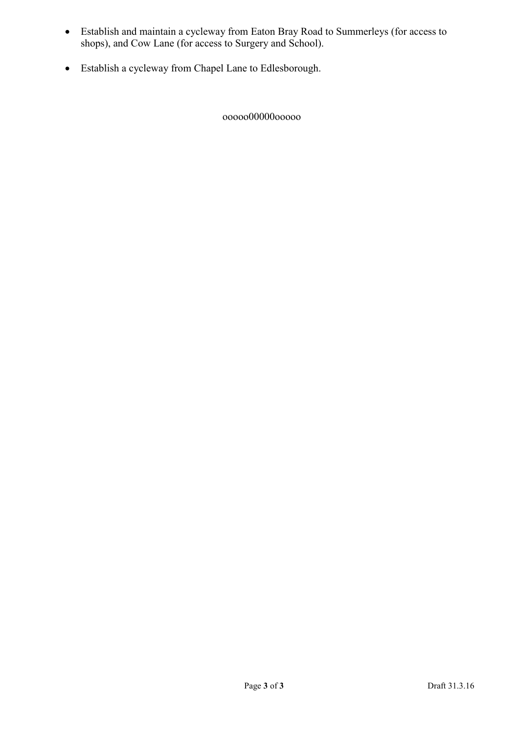- Establish and maintain a cycleway from Eaton Bray Road to Summerleys (for access to shops), and Cow Lane (for access to Surgery and School).
- Establish a cycleway from Chapel Lane to Edlesborough.

ooooo00000ooooo